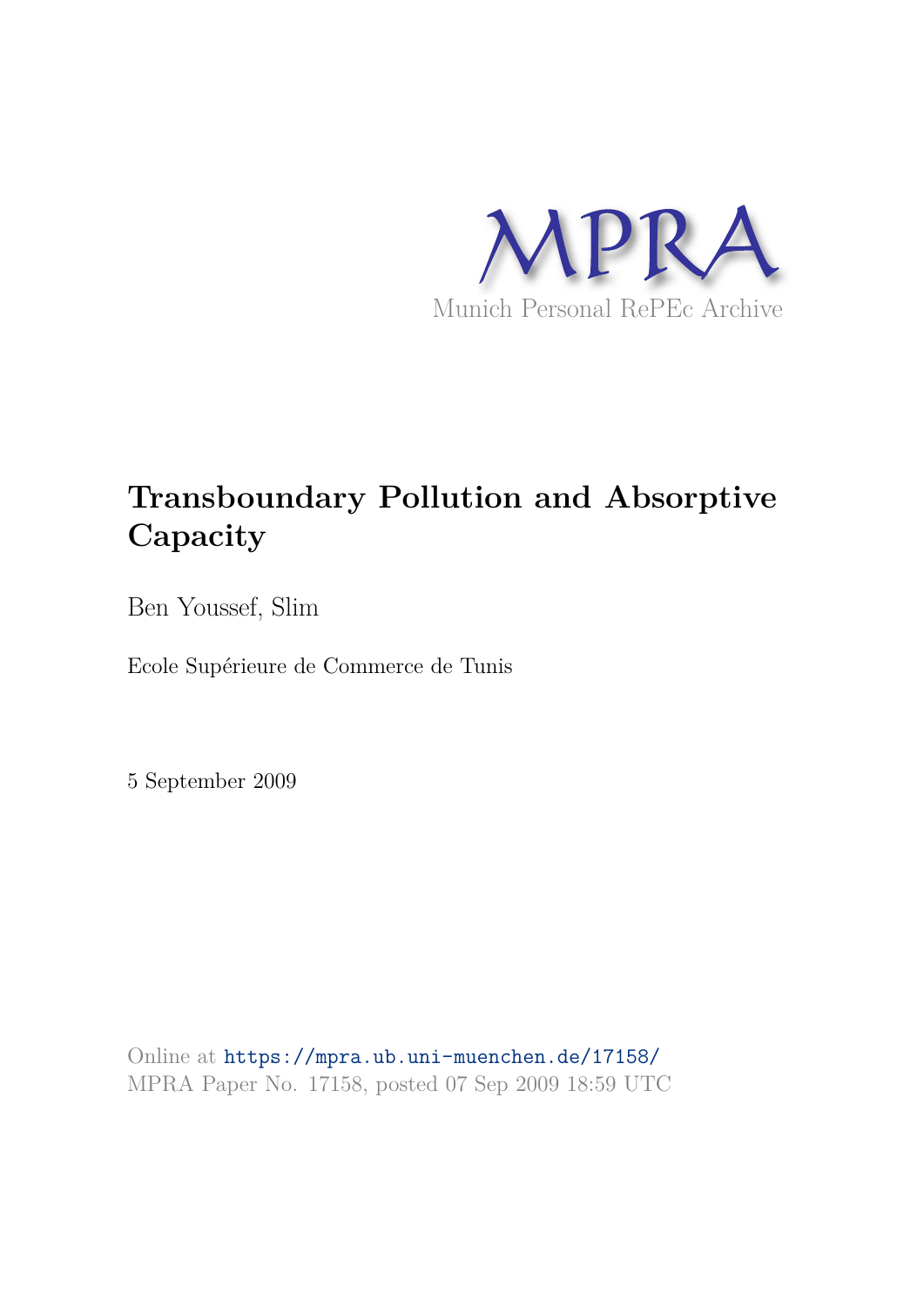MPRA

Munich Personal RePEc Archive

# Transboundary Pollution and Absorptive Capacity

Ben Youssef, Slim

Ecole Supérieure de Commerce de Tunis

5 September 2009

Online at https://mpra.ub.uni-muenchen.de/17158/
MPRA Paper No. 17158, posted 07 Sep 2009 18:59 UTC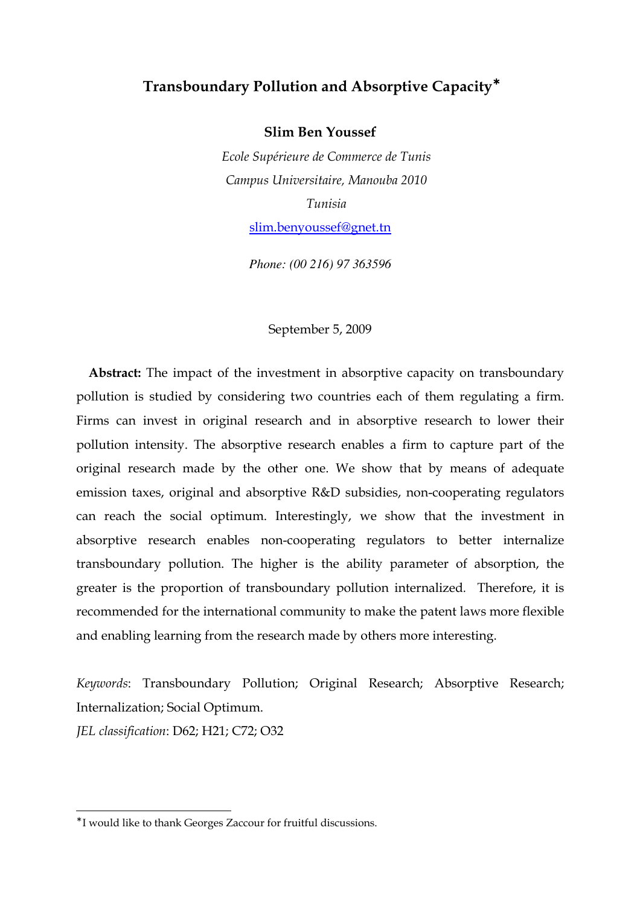# Transboundary Pollution and Absorptive Capacity*

**Slim Ben Youssef**

*Ecole Supérieure de Commerce de Tunis*

*Campus Universitaire, Manouba 2010*

*Tunisia*

slim.benyoussef@gnet.tn

*Phone: (00 216) 97 363596*

September 5, 2009

**Abstract:** The impact of the investment in absorptive capacity on transboundary pollution is studied by considering two countries each of them regulating a firm. Firms can invest in original research and in absorptive research to lower their pollution intensity. The absorptive research enables a firm to capture part of the original research made by the other one. We show that by means of adequate emission taxes, original and absorptive R&D subsidies, non-cooperating regulators can reach the social optimum. Interestingly, we show that the investment in absorptive research enables non-cooperating regulators to better internalize transboundary pollution. The higher is the ability parameter of absorption, the greater is the proportion of transboundary pollution internalized. Therefore, it is recommended for the international community to make the patent laws more flexible and enabling learning from the research made by others more interesting.

*Keywords*: Transboundary Pollution; Original Research; Absorptive Research; Internalization; Social Optimum.

*JEL classification*: D62; H21; C72; O32

---

*I would like to thank Georges Zaccour for fruitful discussions.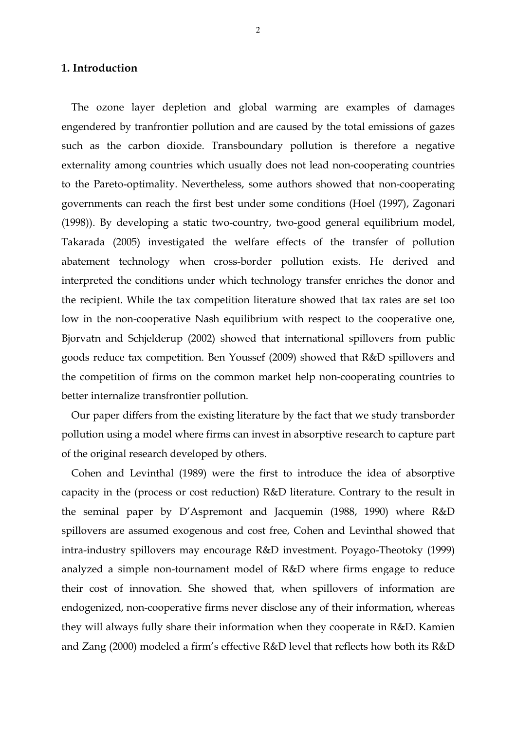## 1. Introduction

The ozone layer depletion and global warming are examples of damages engendered by tranfrontier pollution and are caused by the total emissions of gazes such as the carbon dioxide. Transboundary pollution is therefore a negative externality among countries which usually does not lead non-cooperating countries to the Pareto-optimality. Nevertheless, some authors showed that non-cooperating governments can reach the first best under some conditions (Hoel (1997), Zagonari (1998)). By developing a static two-country, two-good general equilibrium model, Takarada (2005) investigated the welfare effects of the transfer of pollution abatement technology when cross-border pollution exists. He derived and interpreted the conditions under which technology transfer enriches the donor and the recipient. While the tax competition literature showed that tax rates are set too low in the non-cooperative Nash equilibrium with respect to the cooperative one, Bjorvatn and Schjelderup (2002) showed that international spillovers from public goods reduce tax competition. Ben Youssef (2009) showed that R&D spillovers and the competition of firms on the common market help non-cooperating countries to better internalize transfrontier pollution.

Our paper differs from the existing literature by the fact that we study transborder pollution using a model where firms can invest in absorptive research to capture part of the original research developed by others.

Cohen and Levinthal (1989) were the first to introduce the idea of absorptive capacity in the (process or cost reduction) R&D literature. Contrary to the result in the seminal paper by D'Aspremont and Jacquemin (1988, 1990) where R&D spillovers are assumed exogenous and cost free, Cohen and Levinthal showed that intra-industry spillovers may encourage R&D investment. Poyago-Theotoky (1999) analyzed a simple non-tournament model of R&D where firms engage to reduce their cost of innovation. She showed that, when spillovers of information are endogenized, non-cooperative firms never disclose any of their information, whereas they will always fully share their information when they cooperate in R&D. Kamien and Zang (2000) modeled a firm's effective R&D level that reflects how both its R&D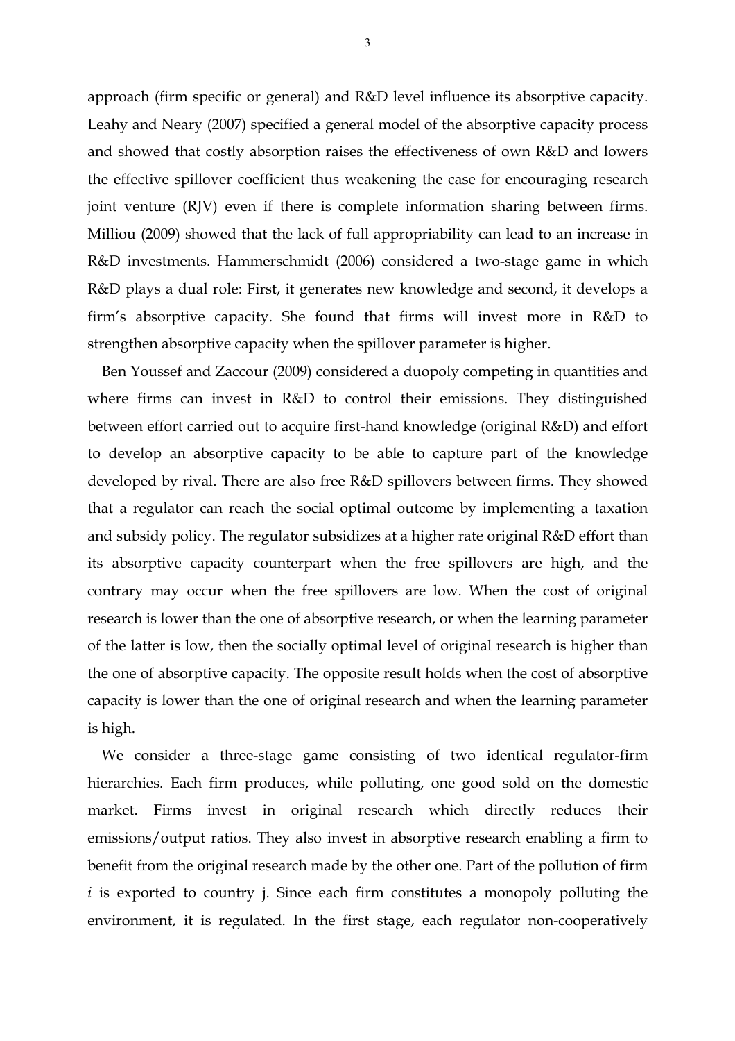approach (firm specific or general) and R&D level influence its absorptive capacity. Leahy and Neary (2007) specified a general model of the absorptive capacity process and showed that costly absorption raises the effectiveness of own R&D and lowers the effective spillover coefficient thus weakening the case for encouraging research joint venture (RJV) even if there is complete information sharing between firms. Milliou (2009) showed that the lack of full appropriability can lead to an increase in R&D investments. Hammerschmidt (2006) considered a two-stage game in which R&D plays a dual role: First, it generates new knowledge and second, it develops a firm's absorptive capacity. She found that firms will invest more in R&D to strengthen absorptive capacity when the spillover parameter is higher.

Ben Youssef and Zaccour (2009) considered a duopoly competing in quantities and where firms can invest in R&D to control their emissions. They distinguished between effort carried out to acquire first-hand knowledge (original R&D) and effort to develop an absorptive capacity to be able to capture part of the knowledge developed by rival. There are also free R&D spillovers between firms. They showed that a regulator can reach the social optimal outcome by implementing a taxation and subsidy policy. The regulator subsidizes at a higher rate original R&D effort than its absorptive capacity counterpart when the free spillovers are high, and the contrary may occur when the free spillovers are low. When the cost of original research is lower than the one of absorptive research, or when the learning parameter of the latter is low, then the socially optimal level of original research is higher than the one of absorptive capacity. The opposite result holds when the cost of absorptive capacity is lower than the one of original research and when the learning parameter is high.

We consider a three-stage game consisting of two identical regulator-firm hierarchies. Each firm produces, while polluting, one good sold on the domestic market. Firms invest in original research which directly reduces their emissions/output ratios. They also invest in absorptive research enabling a firm to benefit from the original research made by the other one. Part of the pollution of firm $i$ is exported to country j. Since each firm constitutes a monopoly polluting the environment, it is regulated. In the first stage, each regulator non-cooperatively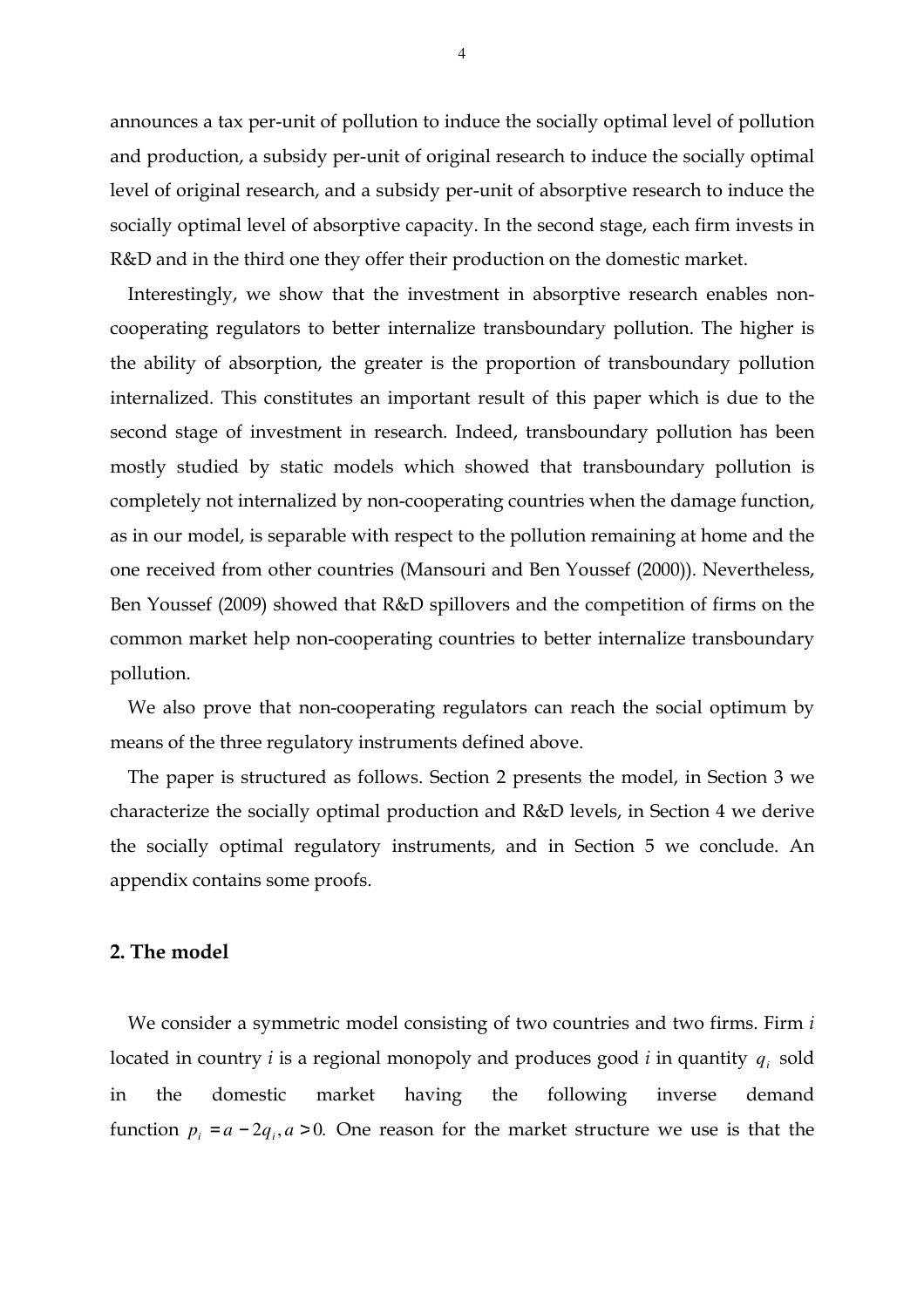announces a tax per-unit of pollution to induce the socially optimal level of pollution and production, a subsidy per-unit of original research to induce the socially optimal level of original research, and a subsidy per-unit of absorptive research to induce the socially optimal level of absorptive capacity. In the second stage, each firm invests in R&D and in the third one they offer their production on the domestic market.

Interestingly, we show that the investment in absorptive research enables non-cooperating regulators to better internalize transboundary pollution. The higher is the ability of absorption, the greater is the proportion of transboundary pollution internalized. This constitutes an important result of this paper which is due to the second stage of investment in research. Indeed, transboundary pollution has been mostly studied by static models which showed that transboundary pollution is completely not internalized by non-cooperating countries when the damage function, as in our model, is separable with respect to the pollution remaining at home and the one received from other countries (Mansouri and Ben Youssef (2000)). Nevertheless, Ben Youssef (2009) showed that R&D spillovers and the competition of firms on the common market help non-cooperating countries to better internalize transboundary pollution.

We also prove that non-cooperating regulators can reach the social optimum by means of the three regulatory instruments defined above.

The paper is structured as follows. Section 2 presents the model, in Section 3 we characterize the socially optimal production and R&D levels, in Section 4 we derive the socially optimal regulatory instruments, and in Section 5 we conclude. An appendix contains some proofs.

## 2. The model

We consider a symmetric model consisting of two countries and two firms. Firm *i* located in country *i* is a regional monopoly and produces good *i* in quantity $q_i$ sold in the domestic market having the following inverse demand function $p_i = a - 2q_i, a > 0$. One reason for the market structure we use is that the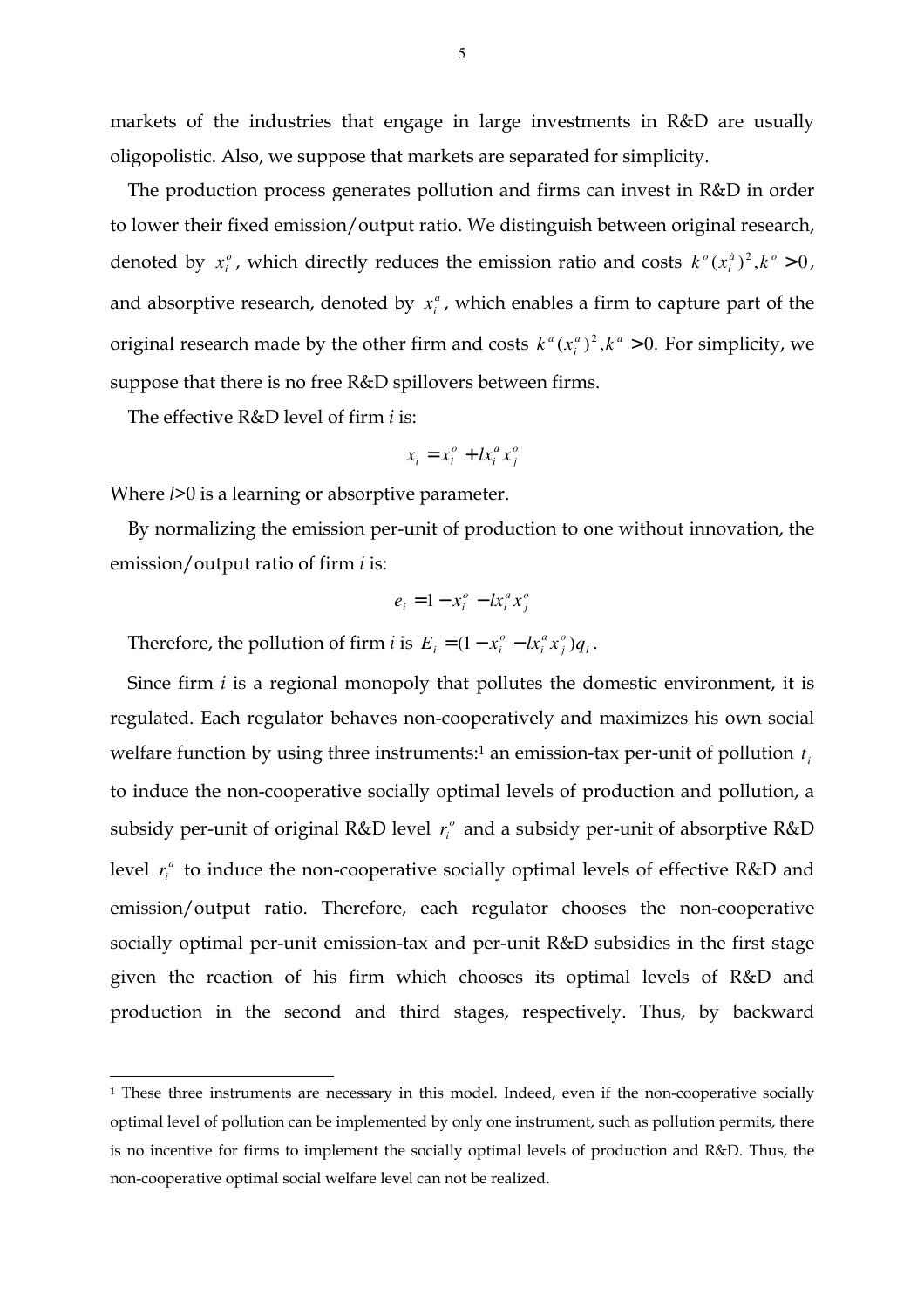markets of the industries that engage in large investments in R&D are usually oligopolistic. Also, we suppose that markets are separated for simplicity.

The production process generates pollution and firms can invest in R&D in order to lower their fixed emission/output ratio. We distinguish between original research, denoted by $x_i^o$, which directly reduces the emission ratio and costs $k^o(x_i^{\partial})^2, k^o > 0$, and absorptive research, denoted by $x_i^a$, which enables a firm to capture part of the original research made by the other firm and costs $k^a(x_i^a)^2, k^a > 0$. For simplicity, we suppose that there is no free R&D spillovers between firms.

The effective R&D level of firm *i* is:

$$x_i = x_i^o + l x_i^a x_j^o$$

Where $l > 0$ is a learning or absorptive parameter.

By normalizing the emission per-unit of production to one without innovation, the emission/output ratio of firm *i* is:

$$e_i = 1 - x_i^o - l x_i^a x_j^o$$

Therefore, the pollution of firm *i* is $E_i = (1 - x_i^o - l x_i^a x_j^o) q_i$.

Since firm *i* is a regional monopoly that pollutes the domestic environment, it is regulated. Each regulator behaves non-cooperatively and maximizes his own social welfare function by using three instruments:[1] an emission-tax per-unit of pollution $t_i$ to induce the non-cooperative socially optimal levels of production and pollution, a subsidy per-unit of original R&D level $r_i^o$ and a subsidy per-unit of absorptive R&D level $r_i^a$ to induce the non-cooperative socially optimal levels of effective R&D and emission/output ratio. Therefore, each regulator chooses the non-cooperative socially optimal per-unit emission-tax and per-unit R&D subsidies in the first stage given the reaction of his firm which chooses its optimal levels of R&D and production in the second and third stages, respectively. Thus, by backward

[1] These three instruments are necessary in this model. Indeed, even if the non-cooperative socially optimal level of pollution can be implemented by only one instrument, such as pollution permits, there is no incentive for firms to implement the socially optimal levels of production and R&D. Thus, the non-cooperative optimal social welfare level can not be realized.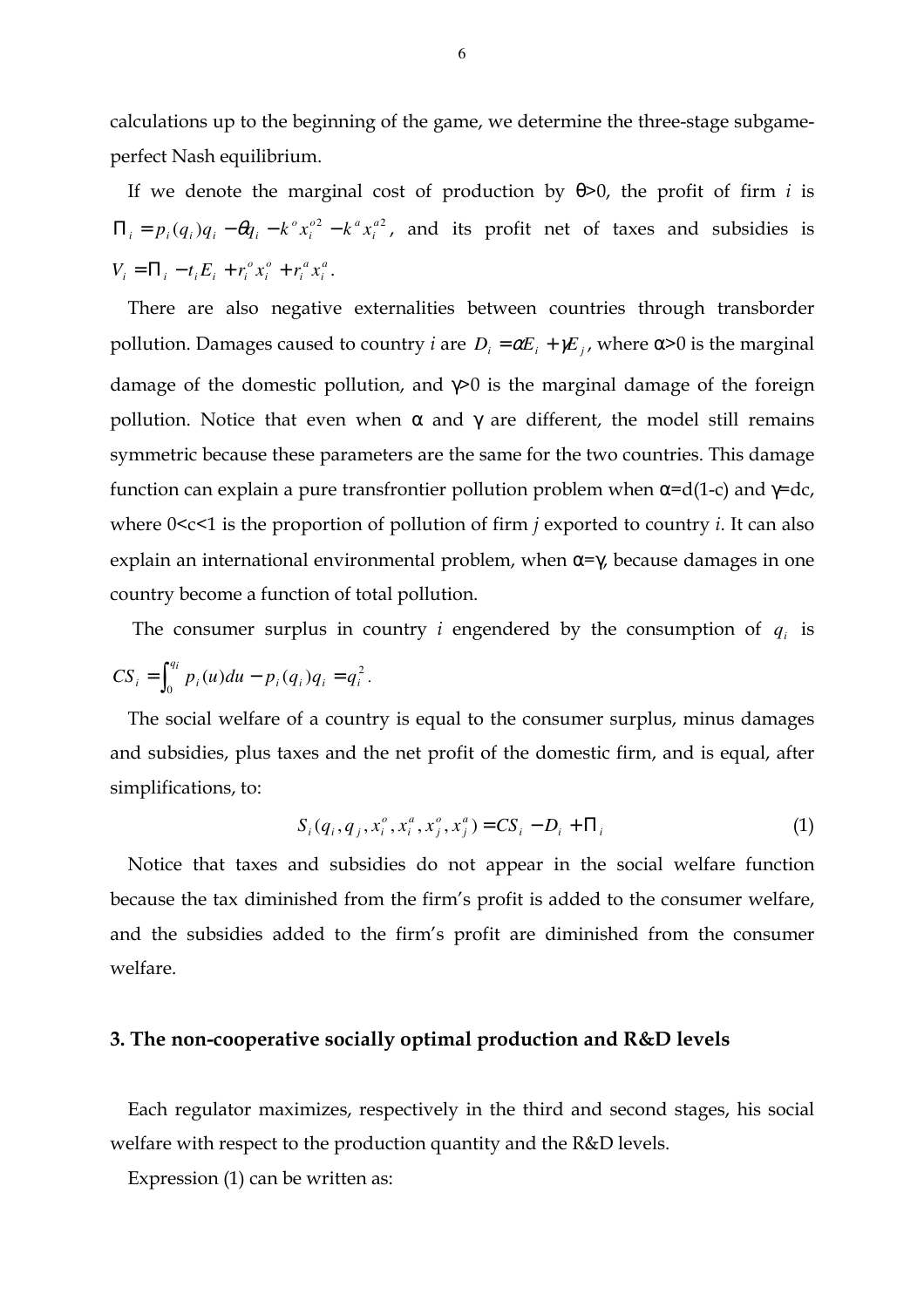calculations up to the beginning of the game, we determine the three-stage subgame-perfect Nash equilibrium.

If we denote the marginal cost of production by θ>0, the profit of firm *i* is $\Pi_i = p_i(q_i)q_i - \theta q_i - k^o x_i^{o2} - k^a x_i^{a2}$, and its profit net of taxes and subsidies is $V_i = \Pi_i - t_i E_i + r_i^o x_i^o + r_i^a x_i^a$.

There are also negative externalities between countries through transborder pollution. Damages caused to country *i* are $D_i = \alpha E_i + \gamma E_j$, where α>0 is the marginal damage of the domestic pollution, and γ>0 is the marginal damage of the foreign pollution. Notice that even when α and γ are different, the model still remains symmetric because these parameters are the same for the two countries. This damage function can explain a pure transfrontier pollution problem when α=d(1-c) and γ=dc, where 0<c<1 is the proportion of pollution of firm *j* exported to country *i*. It can also explain an international environmental problem, when α=γ, because damages in one country become a function of total pollution.

The consumer surplus in country *i* engendered by the consumption of $q_i$ is $CS_i = \int_0^{q_i} p_i(u)du - p_i(q_i)q_i = q_i^2$.

The social welfare of a country is equal to the consumer surplus, minus damages and subsidies, plus taxes and the net profit of the domestic firm, and is equal, after simplifications, to:

$$S_i(q_i, q_j, x_i^o, x_i^a, x_j^o, x_j^a) = CS_i - D_i + \Pi_i \tag{1}$$

Notice that taxes and subsidies do not appear in the social welfare function because the tax diminished from the firm's profit is added to the consumer welfare, and the subsidies added to the firm's profit are diminished from the consumer welfare.

## 3. The non-cooperative socially optimal production and R&D levels

Each regulator maximizes, respectively in the third and second stages, his social welfare with respect to the production quantity and the R&D levels.

Expression (1) can be written as: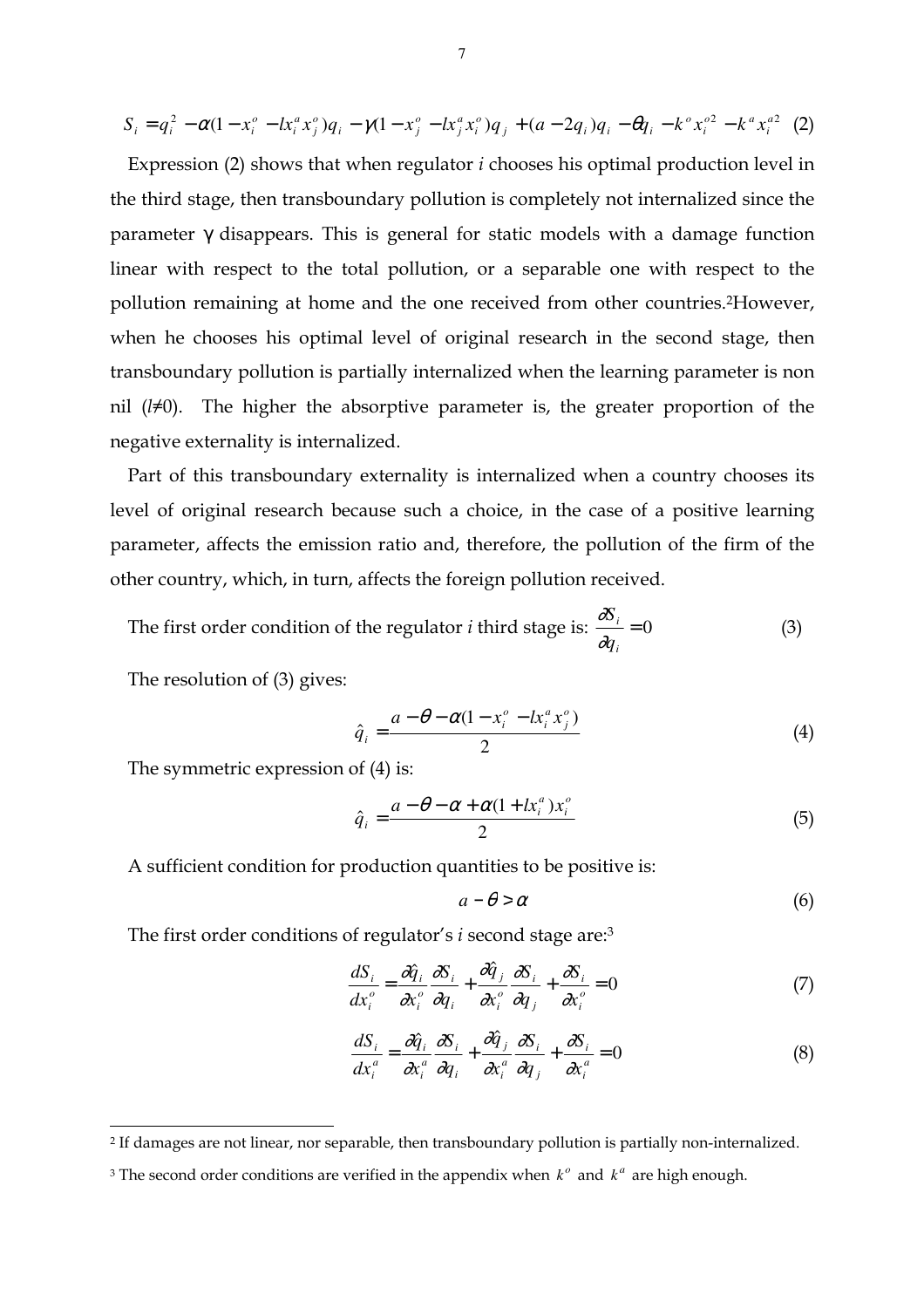$$S_i = q_i^2 - \alpha(1 - x_i^o - l x_i^a x_j^o) q_i - \gamma(1 - x_j^o - l x_j^a x_i^o) q_j + (a - 2q_i) q_i - \theta q_i - k^o x_i^{o2} - k^a x_i^{a2} \quad (2)$$

Expression (2) shows that when regulator $i$ chooses his optimal production level in the third stage, then transboundary pollution is completely not internalized since the parameter $\gamma$ disappears. This is general for static models with a damage function linear with respect to the total pollution, or a separable one with respect to the pollution remaining at home and the one received from other countries.[2] However, when he chooses his optimal level of original research in the second stage, then transboundary pollution is partially internalized when the learning parameter is non nil ($l \neq 0$). The higher the absorptive parameter is, the greater proportion of the negative externality is internalized.

Part of this transboundary externality is internalized when a country chooses its level of original research because such a choice, in the case of a positive learning parameter, affects the emission ratio and, therefore, the pollution of the firm of the other country, which, in turn, affects the foreign pollution received.

The first order condition of the regulator $i$ third stage is: $\dfrac{\partial S_i}{\partial q_i} = 0$ (3)

The resolution of (3) gives:

$$\hat{q}_i = \frac{a - \theta - \alpha(1 - x_i^o - l x_i^a x_j^o)}{2} \quad (4)$$

The symmetric expression of (4) is:

$$\hat{q}_i = \frac{a - \theta - \alpha + \alpha(1 + l x_i^a) x_i^o}{2} \quad (5)$$

A sufficient condition for production quantities to be positive is:

$$a - \theta > \alpha \quad (6)$$

The first order conditions of regulator's $i$ second stage are:[3]

$$\frac{dS_i}{dx_i^o} = \frac{\partial \hat{q}_i}{\partial x_i^o} \frac{\partial S_i}{\partial q_i} + \frac{\partial \hat{q}_j}{\partial x_i^o} \frac{\partial S_i}{\partial q_j} + \frac{\partial S_i}{\partial x_i^o} = 0 \quad (7)$$

$$\frac{dS_i}{dx_i^a} = \frac{\partial \hat{q}_i}{\partial x_i^a} \frac{\partial S_i}{\partial q_i} + \frac{\partial \hat{q}_j}{\partial x_i^a} \frac{\partial S_i}{\partial q_j} + \frac{\partial S_i}{\partial x_i^a} = 0 \quad (8)$$

---

[2] If damages are not linear, nor separable, then transboundary pollution is partially non-internalized.

[3] The second order conditions are verified in the appendix when $k^o$ and $k^a$ are high enough.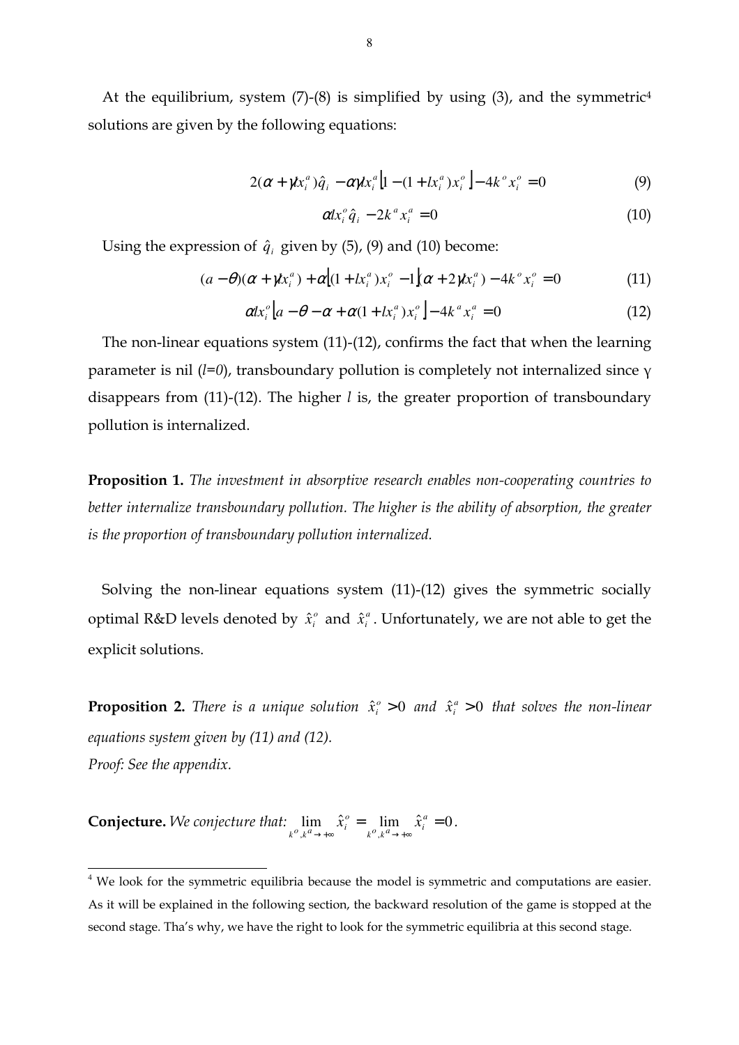At the equilibrium, system (7)-(8) is simplified by using (3), and the symmetric[4] solutions are given by the following equations:

$$2(\alpha + \gamma l x_i^a)\hat{q}_i - \alpha\gamma l x_i^a \left[1-(1+l x_i^a)x_i^o\right] - 4k^o x_i^o = 0 \tag{9}$$

$$\alpha l x_i^o \hat{q}_i - 2k^a x_i^a = 0 \tag{10}$$

Using the expression of $\hat{q}_i$ given by (5), (9) and (10) become:

$$(a-\theta)(\alpha + \gamma l x_i^a) + \alpha\left[(1+l x_i^a)x_i^o - 1\right](\alpha + 2\gamma l x_i^a) - 4k^o x_i^o = 0 \tag{11}$$

$$\alpha l x_i^o \left[a - \theta - \alpha + \alpha(1+l x_i^a)x_i^o\right] - 4k^a x_i^a = 0 \tag{12}$$

The non-linear equations system (11)-(12), confirms the fact that when the learning parameter is nil ($l=0$), transboundary pollution is completely not internalized since $\gamma$ disappears from (11)-(12). The higher $l$ is, the greater proportion of transboundary pollution is internalized.

**Proposition 1.** *The investment in absorptive research enables non-cooperating countries to better internalize transboundary pollution. The higher is the ability of absorption, the greater is the proportion of transboundary pollution internalized.*

Solving the non-linear equations system (11)-(12) gives the symmetric socially optimal R&D levels denoted by $\hat{x}_i^o$ and $\hat{x}_i^a$. Unfortunately, we are not able to get the explicit solutions.

**Proposition 2.** *There is a unique solution $\hat{x}_i^o > 0$ and $\hat{x}_i^a > 0$ that solves the non-linear equations system given by (11) and (12).*
*Proof: See the appendix.*

**Conjecture.** *We conjecture that:* $\lim_{k^o,k^a \to +\infty} \hat{x}_i^o = \lim_{k^o,k^a \to +\infty} \hat{x}_i^a = 0$.

---

[4] We look for the symmetric equilibria because the model is symmetric and computations are easier. As it will be explained in the following section, the backward resolution of the game is stopped at the second stage. Tha's why, we have the right to look for the symmetric equilibria at this second stage.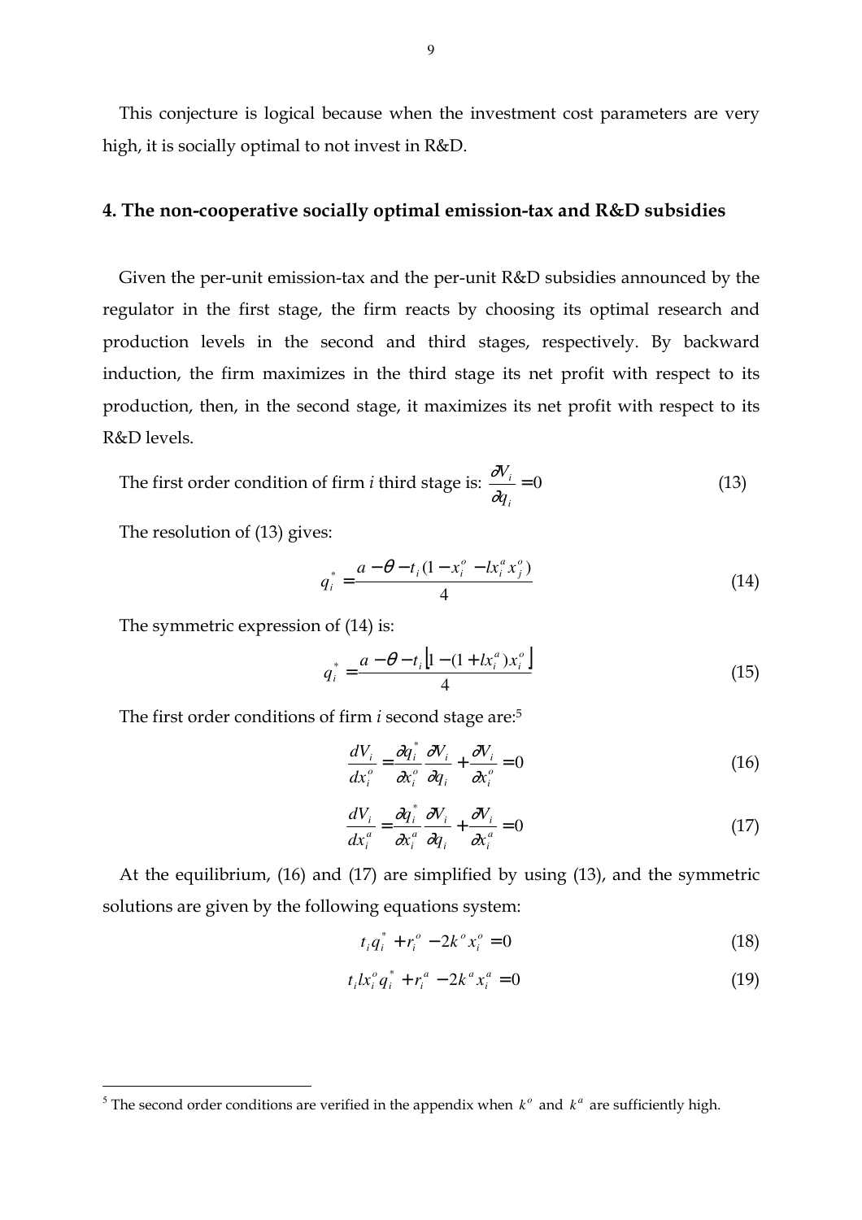This conjecture is logical because when the investment cost parameters are very high, it is socially optimal to not invest in R&D.

## 4. The non-cooperative socially optimal emission-tax and R&D subsidies

Given the per-unit emission-tax and the per-unit R&D subsidies announced by the regulator in the first stage, the firm reacts by choosing its optimal research and production levels in the second and third stages, respectively. By backward induction, the firm maximizes in the third stage its net profit with respect to its production, then, in the second stage, it maximizes its net profit with respect to its R&D levels.

The first order condition of firm $i$ third stage is: $\frac{\partial V_i}{\partial q_i} = 0$ (13)

The resolution of (13) gives:

$$q_i^* = \frac{a - \theta - t_i(1 - x_i^o - l x_i^a x_j^o)}{4} \tag{14}$$

The symmetric expression of (14) is:

$$q_i^* = \frac{a - \theta - t_i\left[1 - (1 + l x_i^a) x_i^o\right]}{4} \tag{15}$$

The first order conditions of firm $i$ second stage are:[5]

$$\frac{dV_i}{dx_i^o} = \frac{\partial q_i^*}{\partial x_i^o}\frac{\partial V_i}{\partial q_i} + \frac{\partial V_i}{\partial x_i^o} = 0 \tag{16}$$

$$\frac{dV_i}{dx_i^a} = \frac{\partial q_i^*}{\partial x_i^a}\frac{\partial V_i}{\partial q_i} + \frac{\partial V_i}{\partial x_i^a} = 0 \tag{17}$$

At the equilibrium, (16) and (17) are simplified by using (13), and the symmetric solutions are given by the following equations system:

$$t_i q_i^* + r_i^o - 2k^o x_i^o = 0 \tag{18}$$

$$t_i l x_i^o q_i^* + r_i^a - 2k^a x_i^a = 0 \tag{19}$$

---

[5] The second order conditions are verified in the appendix when $k^o$ and $k^a$ are sufficiently high.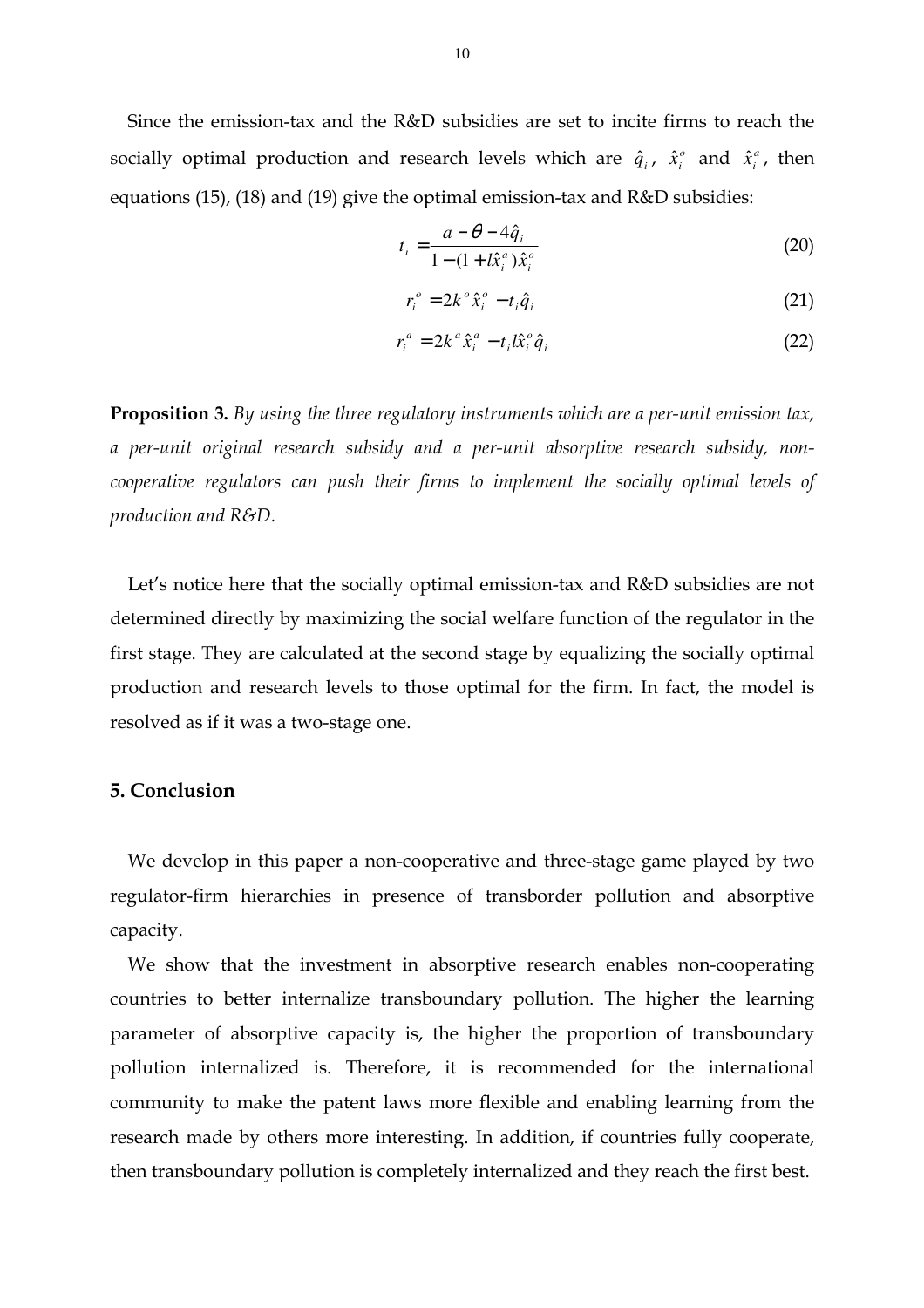Since the emission-tax and the R&D subsidies are set to incite firms to reach the socially optimal production and research levels which are $\hat{q}_i$, $\hat{x}_i^o$ and $\hat{x}_i^a$, then equations (15), (18) and (19) give the optimal emission-tax and R&D subsidies:

$$t_i = \frac{a - \theta - 4\hat{q}_i}{1 - (1 + l\hat{x}_i^a)\hat{x}_i^o} \tag{20}$$

$$r_i^o = 2k^o \hat{x}_i^o - t_i \hat{q}_i \tag{21}$$

$$r_i^a = 2k^a \hat{x}_i^a - t_i l \hat{x}_i^o \hat{q}_i \tag{22}$$

**Proposition 3.** *By using the three regulatory instruments which are a per-unit emission tax, a per-unit original research subsidy and a per-unit absorptive research subsidy, non-cooperative regulators can push their firms to implement the socially optimal levels of production and R&D.*

Let's notice here that the socially optimal emission-tax and R&D subsidies are not determined directly by maximizing the social welfare function of the regulator in the first stage. They are calculated at the second stage by equalizing the socially optimal production and research levels to those optimal for the firm. In fact, the model is resolved as if it was a two-stage one.

## 5. Conclusion

We develop in this paper a non-cooperative and three-stage game played by two regulator-firm hierarchies in presence of transborder pollution and absorptive capacity.

We show that the investment in absorptive research enables non-cooperating countries to better internalize transboundary pollution. The higher the learning parameter of absorptive capacity is, the higher the proportion of transboundary pollution internalized is. Therefore, it is recommended for the international community to make the patent laws more flexible and enabling learning from the research made by others more interesting. In addition, if countries fully cooperate, then transboundary pollution is completely internalized and they reach the first best.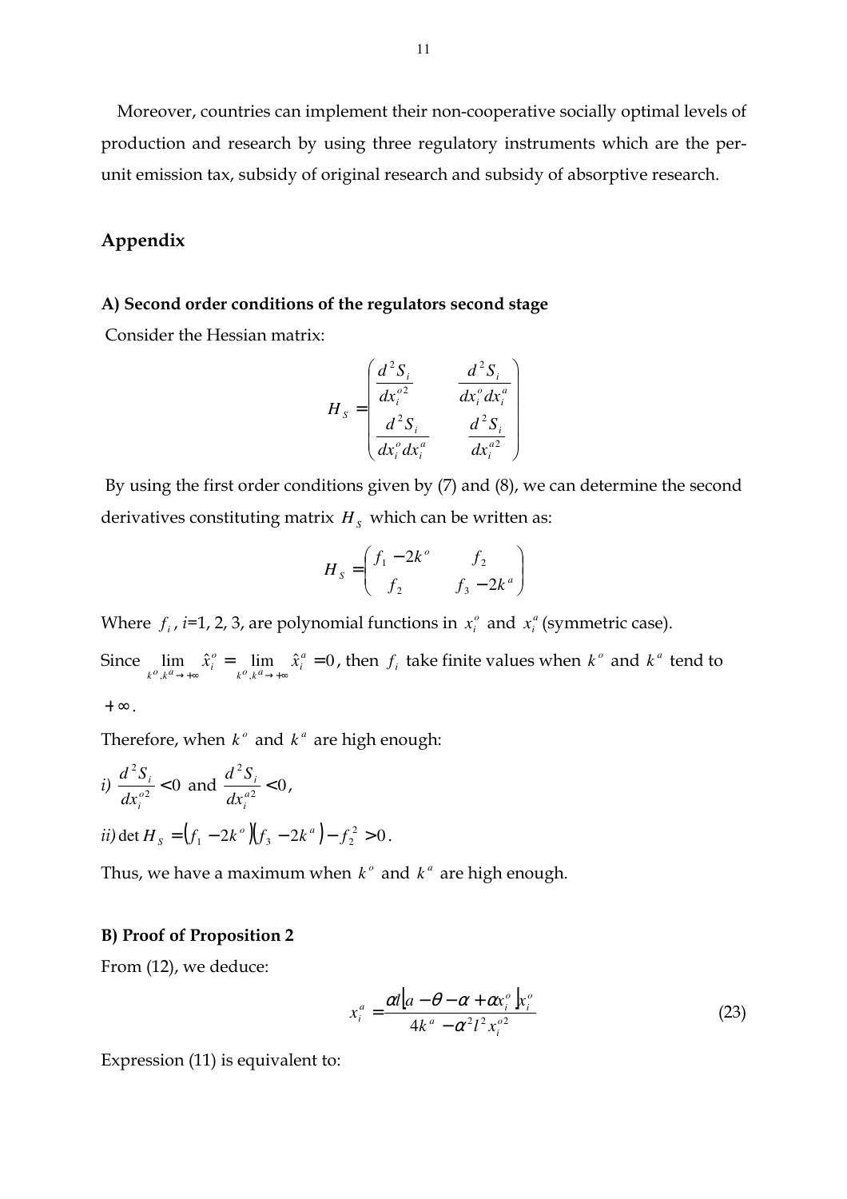Moreover, countries can implement their non-cooperative socially optimal levels of production and research by using three regulatory instruments which are the per-unit emission tax, subsidy of original research and subsidy of absorptive research.

## Appendix

### A) Second order conditions of the regulators second stage

Consider the Hessian matrix:

$$H_S = \begin{pmatrix} \dfrac{d^2 S_i}{dx_i^{o2}} & \dfrac{d^2 S_i}{dx_i^o dx_i^a} \\ \dfrac{d^2 S_i}{dx_i^o dx_i^a} & \dfrac{d^2 S_i}{dx_i^{a2}} \end{pmatrix}$$

By using the first order conditions given by (7) and (8), we can determine the second derivatives constituting matrix $H_S$ which can be written as:

$$H_S = \begin{pmatrix} f_1 - 2k^o & f_2 \\ f_2 & f_3 - 2k^a \end{pmatrix}$$

Where $f_i$, $i$=1, 2, 3, are polynomial functions in $x_i^o$ and $x_i^a$ (symmetric case).

Since $\lim_{k^o, k^a \to +\infty} \hat{x}_i^o = \lim_{k^o, k^a \to +\infty} \hat{x}_i^a = 0$, then $f_i$ take finite values when $k^o$ and $k^a$ tend to $+\infty$.

Therefore, when $k^o$ and $k^a$ are high enough:

*i)* $\dfrac{d^2 S_i}{dx_i^{o2}} < 0$ and $\dfrac{d^2 S_i}{dx_i^{a2}} < 0$,

*ii)* $\det H_S = \left(f_1 - 2k^o\right)\left(f_3 - 2k^a\right) - f_2^2 > 0$.

Thus, we have a maximum when $k^o$ and $k^a$ are high enough.

### B) Proof of Proposition 2

From (12), we deduce:

$$x_i^a = \frac{\alpha l \left[a - \theta - \alpha + \alpha x_i^o\right] x_i^o}{4k^a - \alpha^2 l^2 x_i^{o2}} \tag{23}$$

Expression (11) is equivalent to: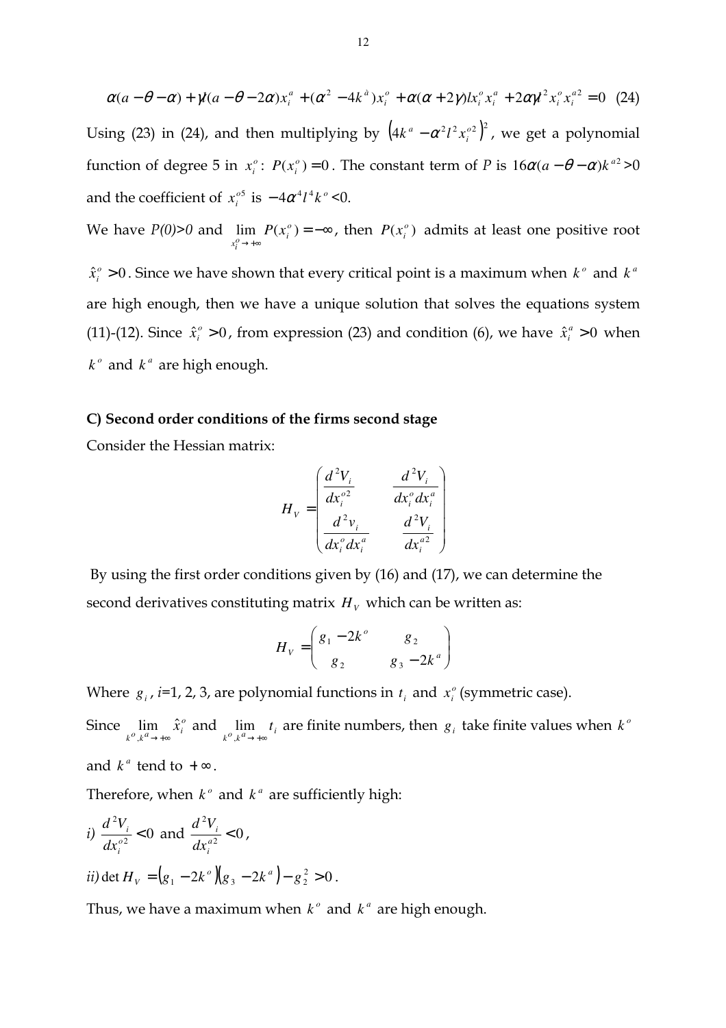$$\alpha(a-\theta-\alpha)+\gamma l(a-\theta-2\alpha)x_i^a+(\alpha^2-4k^a)x_i^o+\alpha(\alpha+2\gamma)lx_i^o x_i^a+2\alpha\gamma l^2 x_i^o x_i^{a2}=0 \quad (24)$$

Using (23) in (24), and then multiplying by $\left(4k^a-\alpha^2 l^2 x_i^{o2}\right)^2$, we get a polynomial function of degree 5 in $x_i^o$: $P(x_i^o)=0$. The constant term of $P$ is $16\alpha(a-\theta-\alpha)k^{a2}>0$ and the coefficient of $x_i^{o5}$ is $-4\alpha^4 l^4 k^o<0$.

We have $P(0)>0$ and $\lim_{x_i^o\to+\infty}P(x_i^o)=-\infty$, then $P(x_i^o)$ admits at least one positive root $\hat{x}_i^o>0$. Since we have shown that every critical point is a maximum when $k^o$ and $k^a$ are high enough, then we have a unique solution that solves the equations system (11)-(12). Since $\hat{x}_i^o>0$, from expression (23) and condition (6), we have $\hat{x}_i^a>0$ when $k^o$ and $k^a$ are high enough.

**C) Second order conditions of the firms second stage**

Consider the Hessian matrix:

$$H_V=\begin{pmatrix}\dfrac{d^2V_i}{dx_i^{o2}} & \dfrac{d^2V_i}{dx_i^o dx_i^a}\\ \dfrac{d^2v_i}{dx_i^o dx_i^a} & \dfrac{d^2V_i}{dx_i^{a2}}\end{pmatrix}$$

By using the first order conditions given by (16) and (17), we can determine the second derivatives constituting matrix $H_V$ which can be written as:

$$H_V=\begin{pmatrix}g_1-2k^o & g_2\\ g_2 & g_3-2k^a\end{pmatrix}$$

Where $g_i$, $i$=1, 2, 3, are polynomial functions in $t_i$ and $x_i^o$ (symmetric case).

Since $\lim_{k^o,k^a\to+\infty}\hat{x}_i^o$ and $\lim_{k^o,k^a\to+\infty}t_i$ are finite numbers, then $g_i$ take finite values when $k^o$ and $k^a$ tend to $+\infty$.

Therefore, when $k^o$ and $k^a$ are sufficiently high:

*i)* $\dfrac{d^2V_i}{dx_i^{o2}}<0$ and $\dfrac{d^2V_i}{dx_i^{a2}}<0$,

*ii)* $\det H_V=\left(g_1-2k^o\right)\left(g_3-2k^a\right)-g_2^2>0$.

Thus, we have a maximum when $k^o$ and $k^a$ are high enough.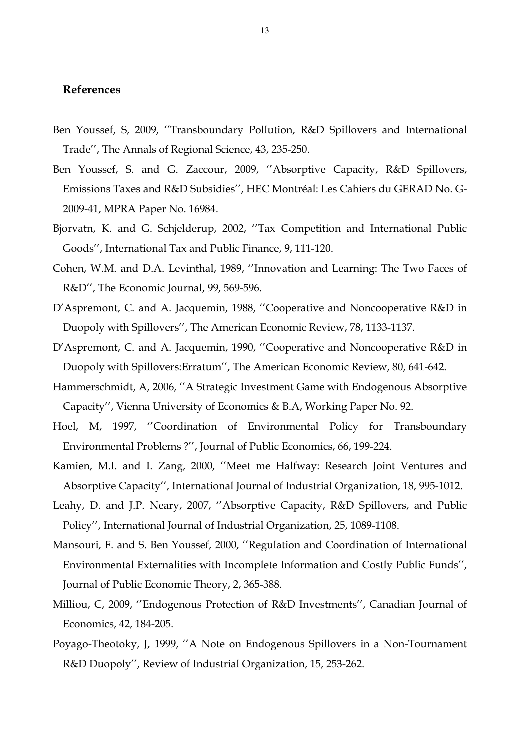## References

Ben Youssef, S, 2009, ''Transboundary Pollution, R&D Spillovers and International Trade'', The Annals of Regional Science, 43, 235-250.

Ben Youssef, S. and G. Zaccour, 2009, ''Absorptive Capacity, R&D Spillovers, Emissions Taxes and R&D Subsidies'', HEC Montréal: Les Cahiers du GERAD No. G-2009-41, MPRA Paper No. 16984.

Bjorvatn, K. and G. Schjelderup, 2002, ''Tax Competition and International Public Goods'', International Tax and Public Finance, 9, 111-120.

Cohen, W.M. and D.A. Levinthal, 1989, ''Innovation and Learning: The Two Faces of R&D'', The Economic Journal, 99, 569-596.

D'Aspremont, C. and A. Jacquemin, 1988, ''Cooperative and Noncooperative R&D in Duopoly with Spillovers'', The American Economic Review, 78, 1133-1137.

D'Aspremont, C. and A. Jacquemin, 1990, ''Cooperative and Noncooperative R&D in Duopoly with Spillovers:Erratum'', The American Economic Review, 80, 641-642.

Hammerschmidt, A, 2006, ''A Strategic Investment Game with Endogenous Absorptive Capacity'', Vienna University of Economics & B.A, Working Paper No. 92.

Hoel, M, 1997, ''Coordination of Environmental Policy for Transboundary Environmental Problems ?'', Journal of Public Economics, 66, 199-224.

Kamien, M.I. and I. Zang, 2000, ''Meet me Halfway: Research Joint Ventures and Absorptive Capacity'', International Journal of Industrial Organization, 18, 995-1012.

Leahy, D. and J.P. Neary, 2007, ''Absorptive Capacity, R&D Spillovers, and Public Policy'', International Journal of Industrial Organization, 25, 1089-1108.

Mansouri, F. and S. Ben Youssef, 2000, ''Regulation and Coordination of International Environmental Externalities with Incomplete Information and Costly Public Funds'', Journal of Public Economic Theory, 2, 365-388.

Milliou, C, 2009, ''Endogenous Protection of R&D Investments'', Canadian Journal of Economics, 42, 184-205.

Poyago-Theotoky, J, 1999, ''A Note on Endogenous Spillovers in a Non-Tournament R&D Duopoly'', Review of Industrial Organization, 15, 253-262.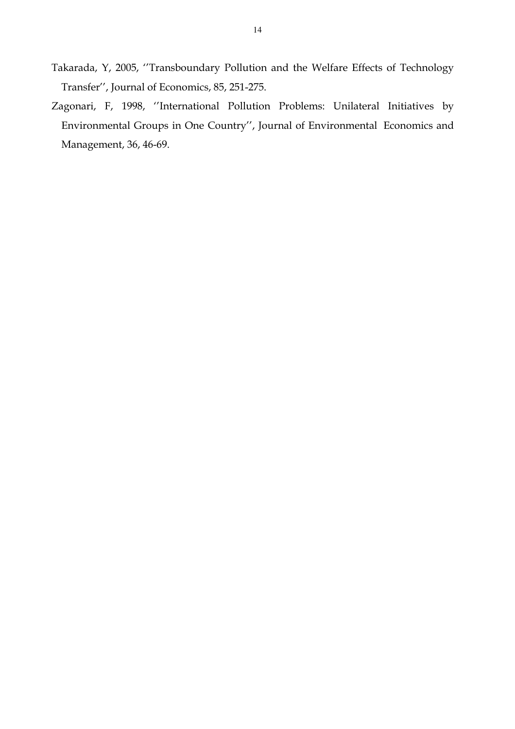Takarada, Y, 2005, ''Transboundary Pollution and the Welfare Effects of Technology Transfer'', Journal of Economics, 85, 251-275.

Zagonari, F, 1998, ''International Pollution Problems: Unilateral Initiatives by Environmental Groups in One Country'', Journal of Environmental Economics and Management, 36, 46-69.